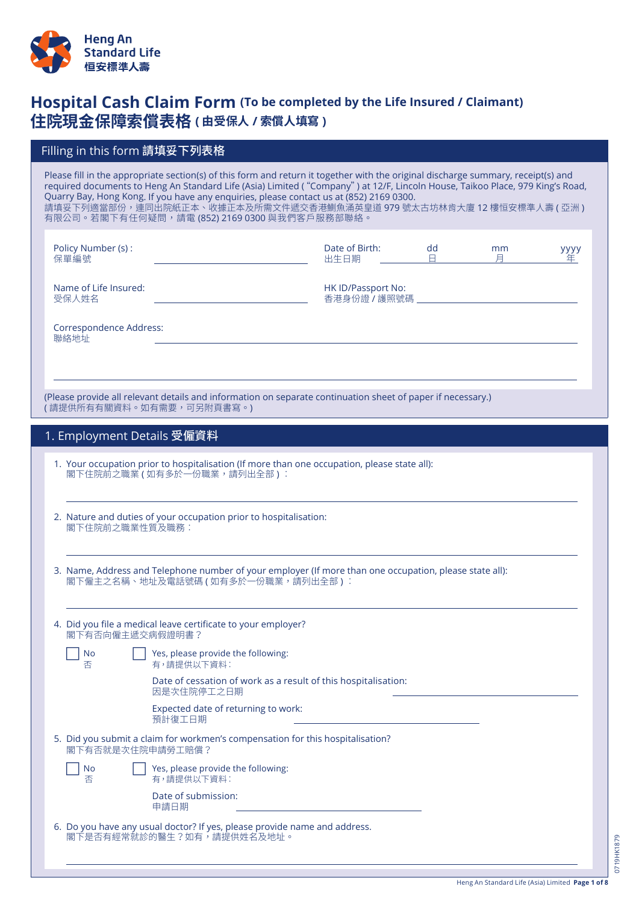Heng An Standard Life
恒安標準人壽

# Hospital Cash Claim Form (To be completed by the Life Insured / Claimant)
# 住院現金保障索償表格 (由受保人 / 索償人填寫)

## Filling in this form 請填妥下列表格

Please fill in the appropriate section(s) of this form and return it together with the original discharge summary, receipt(s) and required documents to Heng An Standard Life (Asia) Limited ("Company") at 12/F, Lincoln House, Taikoo Place, 979 King's Road, Quarry Bay, Hong Kong. If you have any enquiries, please contact us at (852) 2169 0300.
請填妥下列適當部份，連同出院紙正本、收據正本及所需文件遞交香港鰂魚涌英皇道 979 號太古坊林肯大廈 12 樓恒安標準人壽 ( 亞洲 ) 有限公司。若閣下有任何疑問，請電 (852) 2169 0300 與我們客戶服務部聯絡。

Policy Number (s) :
保單編號 ____________________

Date of Birth: dd 日 ____ mm 月 ____ yyyy 年 ____
出生日期

Name of Life Insured:
受保人姓名 ____________________

HK ID/Passport No:
香港身份證 / 護照號碼 ____________________

Correspondence Address:
聯絡地址 ____________________

____________________

(Please provide all relevant details and information on separate continuation sheet of paper if necessary.)
( 請提供所有有關資料。如有需要，可另附頁書寫。)

## 1. Employment Details 受僱資料

1. Your occupation prior to hospitalisation (If more than one occupation, please state all):
   閣下住院前之職業 ( 如有多於一份職業，請列出全部 ) ：

   ____________________

2. Nature and duties of your occupation prior to hospitalisation:
   閣下住院前之職業性質及職務：

   ____________________

3. Name, Address and Telephone number of your employer (If more than one occupation, please state all):
   閣下僱主之名稱、地址及電話號碼 ( 如有多於一份職業，請列出全部 ) ：

   ____________________

4. Did you file a medical leave certificate to your employer?
   閣下有否向僱主遞交病假證明書？

   ☐ No 否
   ☐ Yes, please provide the following:
   有，請提供以下資料：

   Date of cessation of work as a result of this hospitalisation:
   因是次住院停工之日期 ____________________

   Expected date of returning to work:
   預計復工日期 ____________________

5. Did you submit a claim for workmen's compensation for this hospitalisation?
   閣下有否就是次住院申請勞工賠償？

   ☐ No 否
   ☐ Yes, please provide the following:
   有，請提供以下資料：

   Date of submission:
   申請日期 ____________________

6. Do you have any usual doctor? If yes, please provide name and address.
   閣下是否有經常就診的醫生？如有，請提供姓名及地址。

   ____________________

0719HK1879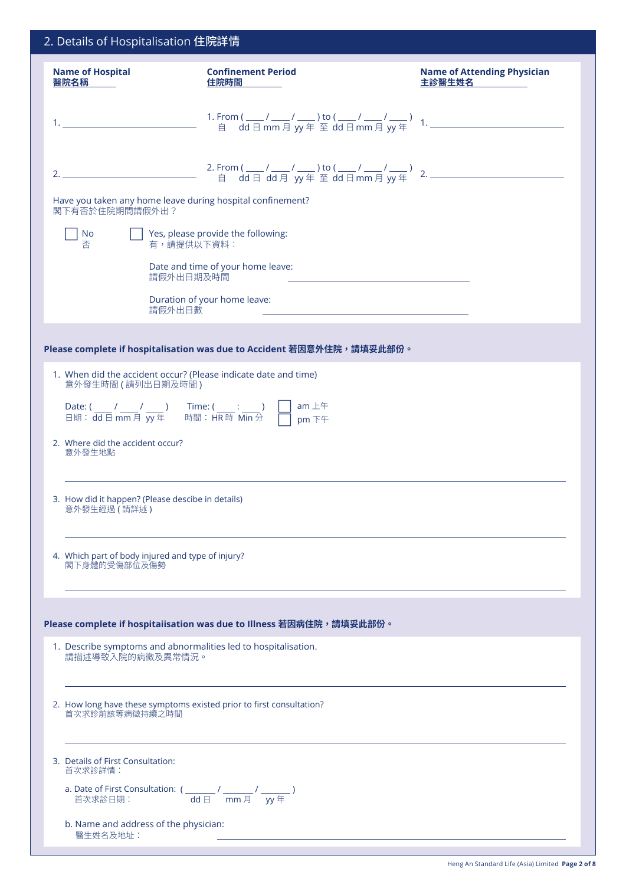## 2. Details of Hospitalisation 住院詳情

| **Name of Hospital** **醫院名稱** | **Confinement Period** **住院時間** | **Name of Attending Physician** **主診醫生姓名** |
|---|---|---|
| 1. ______________ | 1. From ( ____ / ____ / ____ ) to ( ____ / ____ / ____ ) 自 dd 日 mm 月 yy 年 至 dd 日 mm 月 yy 年 | 1. ______________ |
| 2. ______________ | 2. From ( ____ / ____ / ____ ) to ( ____ / ____ / ____ ) 自 dd 日 dd 月 yy 年 至 dd 日 mm 月 yy 年 | 2. ______________ |

Have you taken any home leave during hospital confinement?
閣下有否於住院期間請假外出？

☐ No 否　　☐ Yes, please provide the following: 有，請提供以下資料：

Date and time of your home leave:
請假外出日期及時間 ______________

Duration of your home leave:
請假外出日數 ______________

**Please complete if hospitalisation was due to Accident 若因意外住院，請填妥此部份。**

1. When did the accident occur? (Please indicate date and time)
   意外發生時間 ( 請列出日期及時間 )

   Date: ( ____ / ____ / ____ ) 日期： dd 日 mm 月 yy 年　　Time: ( ____ : ____ ) 時間： HR 時 Min 分　　☐ am 上午　☐ pm 下午

2. Where did the accident occur?
   意外發生地點

   ______________

3. How did it happen? (Please descibe in details)
   意外發生經過 ( 請詳述 )

   ______________

4. Which part of body injured and type of injury?
   閣下身體的受傷部位及傷勢

   ______________

**Please complete if hospitaiisation was due to Illness 若因病住院，請填妥此部份。**

1. Describe symptoms and abnormalities led to hospitalisation.
   請描述導致入院的病徵及異常情況。

   ______________

2. How long have these symptoms existed prior to first consultation?
   首次求診前該等病徵持續之時間

   ______________

3. Details of First Consultation:
   首次求診詳情：

   a. Date of First Consultation: ( _______ / _______ / _______ )
      首次求診日期： dd 日 mm 月 yy 年

   b. Name and address of the physician:
      醫生姓名及地址： ______________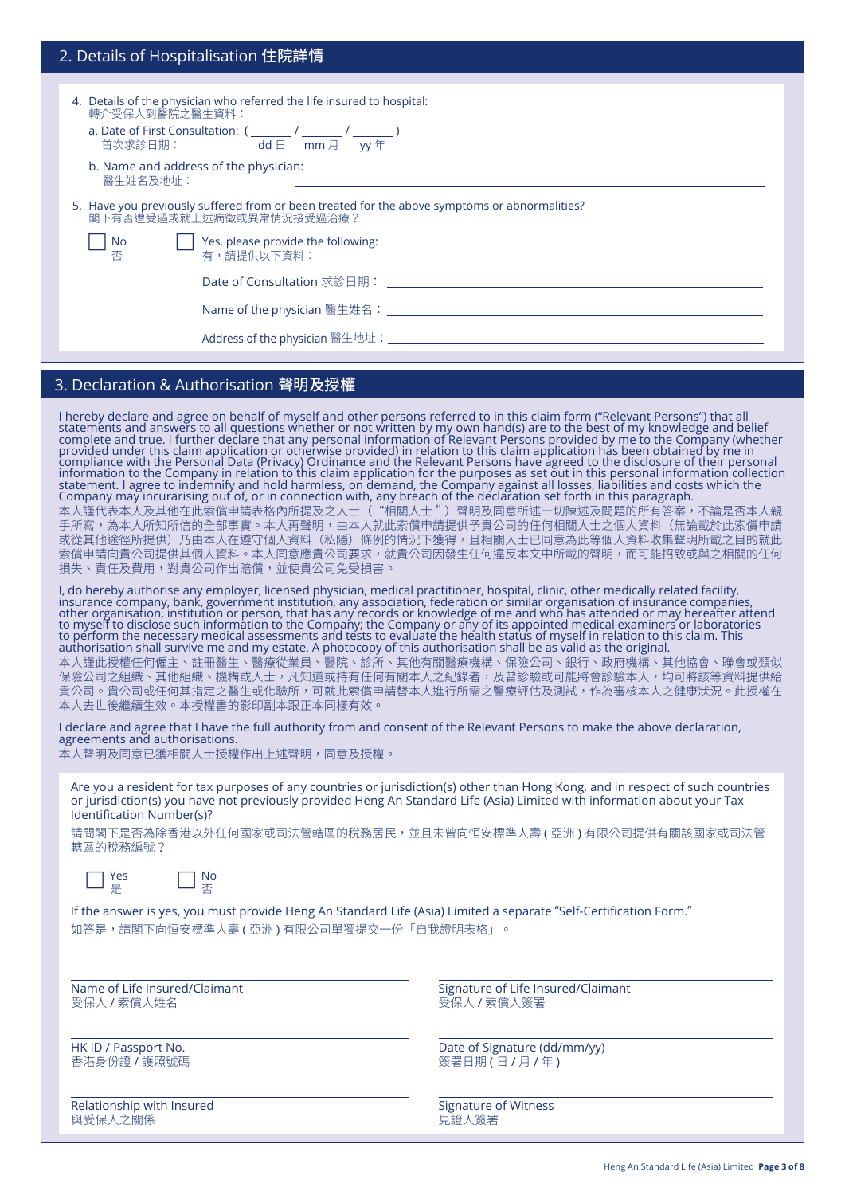## 2. Details of Hospitalisation 住院詳情

4. Details of the physician who referred the life insured to hospital:
   轉介受保人到醫院之醫生資料：

   a. Date of First Consultation: ( _______ / _______ / _______ )
      首次求診日期：　dd 日　mm 月　yy 年

   b. Name and address of the physician:
      醫生姓名及地址：＿＿＿＿＿＿＿＿＿＿＿＿＿＿＿＿＿＿＿＿

5. Have you previously suffered from or been treated for the above symptoms or abnormalities?
   閣下有否遭受過或就上述病徵或異常情況接受過治療？

   ☐ No 否　　☐ Yes, please provide the following: 有，請提供以下資料：

   Date of Consultation 求診日期：＿＿＿＿＿＿＿＿＿＿＿＿＿＿＿＿

   Name of the physician 醫生姓名：＿＿＿＿＿＿＿＿＿＿＿＿＿＿＿＿

   Address of the physician 醫生地址：＿＿＿＿＿＿＿＿＿＿＿＿＿＿＿＿

## 3. Declaration & Authorisation 聲明及授權

I hereby declare and agree on behalf of myself and other persons referred to in this claim form ("Relevant Persons") that all statements and answers to all questions whether or not written by my own hand(s) are to the best of my knowledge and belief complete and true. I further declare that any personal information of Relevant Persons provided by me to the Company (whether provided under this claim application or otherwise provided) in relation to this claim application has been obtained by me in compliance with the Personal Data (Privacy) Ordinance and the Relevant Persons have agreed to the disclosure of their personal information to the Company in relation to this claim application for the purposes as set out in this personal information collection statement. I agree to indemnify and hold harmless, on demand, the Company against all losses, liabilities and costs which the Company may incurarising out of, or in connection with, any breach of the declaration set forth in this paragraph.

本人謹代表本人及其他在此索償申請表格內所提及之人士（"相關人士"）聲明及同意所述一切陳述及問題的所有答案，不論是否本人親手所寫，為本人所知所信的全部事實。本人再聲明，由本人就此索償申請提供予貴公司的任何相關人士之個人資料（無論載於此索償申請或從其他途徑所提供）乃由本人在遵守個人資料（私隱）條例的情況下獲得，且相關人士已同意為此等個人資料收集聲明所載之目的就此索償申請向貴公司提供其個人資料。本人同意應貴公司要求，就貴公司因發生任何違反本文中所載的聲明，而可能招致或與之相關的任何損失、責任及費用，對貴公司作出賠償，並使貴公司免受損害。

I, do hereby authorise any employer, licensed physician, medical practitioner, hospital, clinic, other medically related facility, insurance company, bank, government institution, any association, federation or similar organisation of insurance companies, other organisation, institution or person, that has any records or knowledge of me and who has attended or may hereafter attend to myself to disclose such information to the Company; the Company or any of its appointed medical examiners or laboratories to perform the necessary medical assessments and tests to evaluate the health status of myself in relation to this claim. This authorisation shall survive me and my estate. A photocopy of this authorisation shall be as valid as the original.

本人謹此授權任何僱主、註冊醫生、醫療從業員、醫院、診所、其他有關醫療機構、保險公司、銀行、政府機構、其他協會、聯會或類似保險公司之組織、其他組織、機構或人士，凡知道或持有任何有關本人之紀錄者，及曾診驗或可能將會診驗本人，均可將該等資料提供給貴公司。貴公司或任何其指定之醫生或化驗所，可就此索償申請替本人進行所需之醫療評估及測試，作為審核本人之健康狀況。此授權在本人去世後繼續生效。本授權書的影印副本跟正本同樣有效。

I declare and agree that I have the full authority from and consent of the Relevant Persons to make the above declaration, agreements and authorisations.

本人聲明及同意已獲相關人士授權作出上述聲明，同意及授權。

Are you a resident for tax purposes of any countries or jurisdiction(s) other than Hong Kong, and in respect of such countries or jurisdiction(s) you have not previously provided Heng An Standard Life (Asia) Limited with information about your Tax Identification Number(s)?

請問閣下是否為除香港以外任何國家或司法管轄區的稅務居民，並且未曾向恒安標準人壽 ( 亞洲 ) 有限公司提供有關該國家或司法管轄區的稅務編號？

☐ Yes 是　　☐ No 否

If the answer is yes, you must provide Heng An Standard Life (Asia) Limited a separate "Self-Certification Form."

如答是，請閣下向恒安標準人壽 ( 亞洲 ) 有限公司單獨提交一份「自我證明表格」。

| | |
|---|---|
| Name of Life Insured/Claimant<br>受保人 / 索償人姓名 | Signature of Life Insured/Claimant<br>受保人 / 索償人簽署 |
| HK ID / Passport No.<br>香港身份證 / 護照號碼 | Date of Signature (dd/mm/yy)<br>簽署日期 ( 日 / 月 / 年 ) |
| Relationship with Insured<br>與受保人之關係 | Signature of Witness<br>見證人簽署 |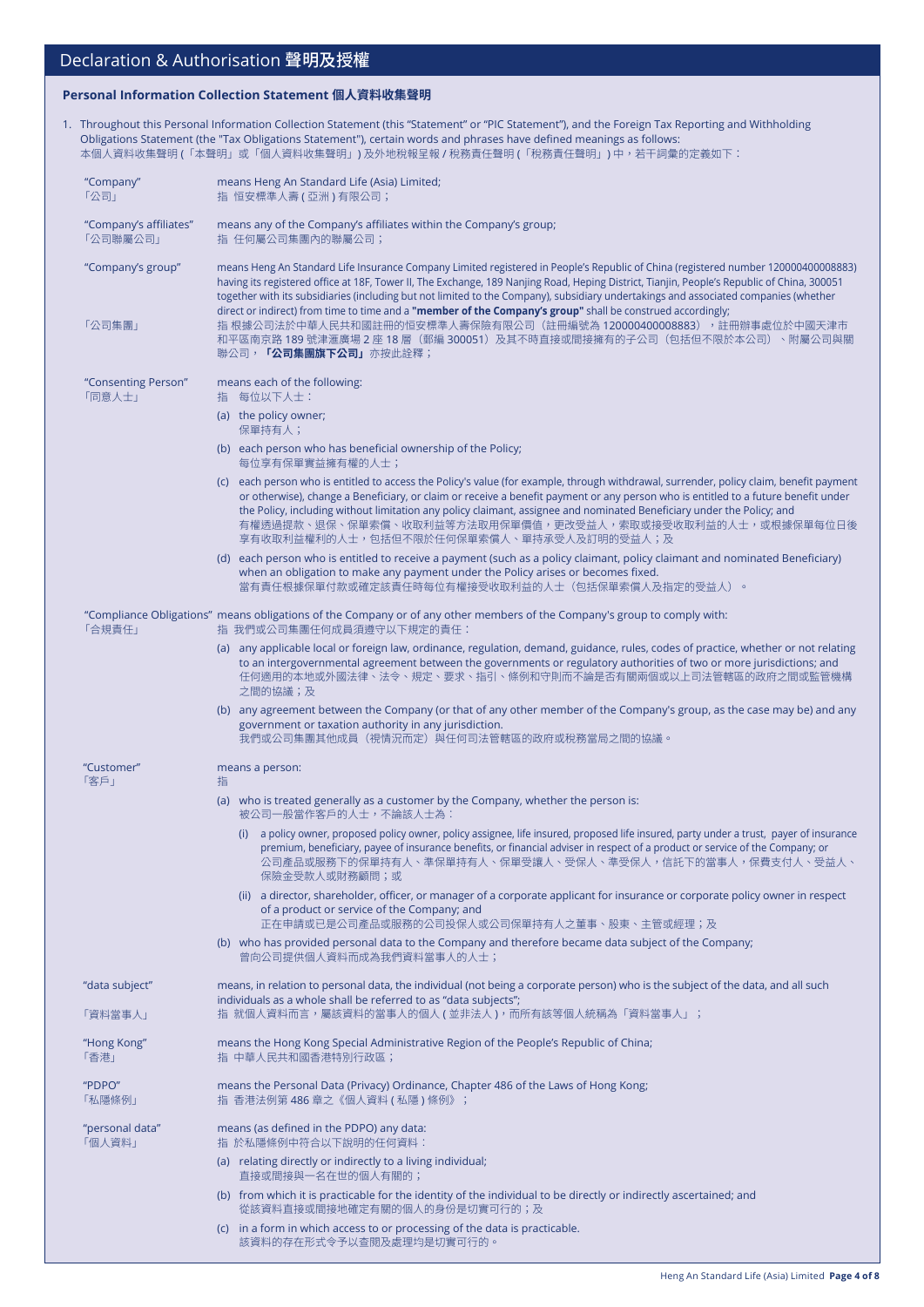# Declaration & Authorisation 聲明及授權

## Personal Information Collection Statement 個人資料收集聲明

1. Throughout this Personal Information Collection Statement (this "Statement" or "PIC Statement"), and the Foreign Tax Reporting and Withholding Obligations Statement (the "Tax Obligations Statement"), certain words and phrases have defined meanings as follows:
本個人資料收集聲明 (「本聲明」或「個人資料收集聲明」) 及外地稅報呈報 / 稅務責任聲明 (「稅務責任聲明」) 中，若干詞彙的定義如下：

"Company"
「公司」
means Heng An Standard Life (Asia) Limited;
指 恒安標準人壽 ( 亞洲 ) 有限公司；

"Company's affiliates"
「公司聯屬公司」
means any of the Company's affiliates within the Company's group;
指 任何屬公司集團內的聯屬公司；

"Company's group"
「公司集團」
means Heng An Standard Life Insurance Company Limited registered in People's Republic of China (registered number 120000400008883) having its registered office at 18F, Tower II, The Exchange, 189 Nanjing Road, Heping District, Tianjin, People's Republic of China, 300051 together with its subsidiaries (including but not limited to the Company), subsidiary undertakings and associated companies (whether direct or indirect) from time to time and a **"member of the Company's group"** shall be construed accordingly;
指 根據公司法於中華人民共和國註冊的恒安標準人壽保險有限公司（註冊編號為 120000400008883），註冊辦事處位於中國天津市和平區南京路 189 號津滙廣場 2 座 18 層（郵編 300051）及其不時直接或間接擁有的子公司（包括但不限於本公司）、附屬公司與關聯公司，**「公司集團旗下公司」**亦按此詮釋；

"Consenting Person"
「同意人士」
means each of the following:
指 每位以下人士：

(a) the policy owner;
保單持有人；

(b) each person who has beneficial ownership of the Policy;
每位享有保單實益擁有權的人士；

(c) each person who is entitled to access the Policy's value (for example, through withdrawal, surrender, policy claim, benefit payment or otherwise), change a Beneficiary, or claim or receive a benefit payment or any person who is entitled to a future benefit under the Policy, including without limitation any policy claimant, assignee and nominated Beneficiary under the Policy; and
有權透過提款、退保、保單索償、收取利益等方法取用保單價值，更改受益人，索取或接受收取利益的人士，或根據保單每位日後享有收取利益權利的人士，包括但不限於任何保單索償人、單持承受人及訂明的受益人；及

(d) each person who is entitled to receive a payment (such as a policy claimant, policy claimant and nominated Beneficiary) when an obligation to make any payment under the Policy arises or becomes fixed.
當有責任根據保單付款或確定該責任時每位有權接受收取利益的人士（包括保單索償人及指定的受益人）。

"Compliance Obligations"
「合規責任」
means obligations of the Company or of any other members of the Company's group to comply with:
指 我們或公司集團任何成員須遵守以下規定的責任：

(a) any applicable local or foreign law, ordinance, regulation, demand, guidance, rules, codes of practice, whether or not relating to an intergovernmental agreement between the governments or regulatory authorities of two or more jurisdictions; and
任何適用的本地或外國法律、法令、規定、要求、指引、條例和守則而不論是否有關兩個或以上司法管轄區的政府之間或監管機構之間的協議；及

(b) any agreement between the Company (or that of any other member of the Company's group, as the case may be) and any government or taxation authority in any jurisdiction.
我們或公司集團其他成員（視情況而定）與任何司法管轄區的政府或稅務當局之間的協議。

"Customer"
「客戶」
means a person:
指

(a) who is treated generally as a customer by the Company, whether the person is:
被公司一般當作客戶的人士，不論該人士為：

(i) a policy owner, proposed policy owner, policy assignee, life insured, proposed life insured, party under a trust, payer of insurance premium, beneficiary, payee of insurance benefits, or financial adviser in respect of a product or service of the Company; or
公司產品或服務下的保單持有人、準保單持有人、保單受讓人、受保人、準受保人，信託下的當事人，保費支付人、受益人、保險金受款人或財務顧問；或

(ii) a director, shareholder, officer, or manager of a corporate applicant for insurance or corporate policy owner in respect of a product or service of the Company; and
正在申請或已是公司產品或服務的公司投保人或公司保單持有人之董事、股東、主管或經理；及

(b) who has provided personal data to the Company and therefore became data subject of the Company;
曾向公司提供個人資料而成為我們資料當事人的人士；

"data subject"
「資料當事人」
means, in relation to personal data, the individual (not being a corporate person) who is the subject of the data, and all such individuals as a whole shall be referred to as "data subjects";
指 就個人資料而言，屬該資料的當事人的個人 ( 並非法人 )，而所有該等個人統稱為「資料當事人」；

"Hong Kong"
「香港」
means the Hong Kong Special Administrative Region of the People's Republic of China;
指 中華人民共和國香港特別行政區；

"PDPO"
「私隱條例」
means the Personal Data (Privacy) Ordinance, Chapter 486 of the Laws of Hong Kong;
指 香港法例第 486 章之《個人資料 ( 私隱 ) 條例》；

"personal data"
「個人資料」
means (as defined in the PDPO) any data:
指 於私隱條例中符合以下說明的任何資料：

(a) relating directly or indirectly to a living individual;
直接或間接與一名在世的個人有關的；

(b) from which it is practicable for the identity of the individual to be directly or indirectly ascertained; and
從該資料直接或間接地確定有關的個人的身份是切實可行的；及

(c) in a form in which access to or processing of the data is practicable.
該資料的存在形式令予以查閱及處理均是切實可行的。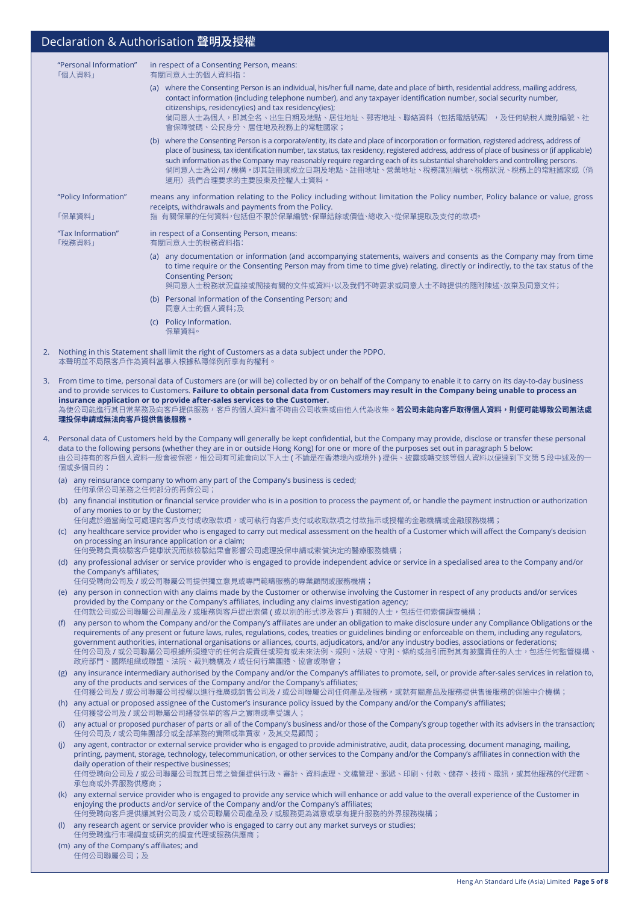## Declaration & Authorisation 聲明及授權

"Personal Information"
「個人資料」

in respect of a Consenting Person, means:
有關同意人士的個人資料指：

(a) where the Consenting Person is an individual, his/her full name, date and place of birth, residential address, mailing address, contact information (including telephone number), and any taxpayer identification number, social security number, citizenships, residency(ies) and tax residency(ies);
倘同意人士為個人，即其全名、出生日期及地點、居住地址、郵寄地址、聯絡資料（包括電話號碼），及任何納稅人識別編號、社會保障號碼、公民身分、居住地及稅務上的常駐國家；

(b) where the Consenting Person is a corporate/entity, its date and place of incorporation or formation, registered address, address of place of business, tax identification number, tax status, tax residency, registered address, address of place of business or (if applicable) such information as the Company may reasonably require regarding each of its substantial shareholders and controlling persons.
倘同意人士為公司 / 機構，即其註冊或成立日期及地點、註冊地址、營業地址、稅務識別編號、稅務狀況、稅務上的常駐國家或（倘適用）我們合理要求的主要股東及控權人士資料。

"Policy Information"
「保單資料」

means any information relating to the Policy including without limitation the Policy number, Policy balance or value, gross receipts, withdrawals and payments from the Policy.
指 有關保單的任何資料，包括但不限於保單編號、保單結餘或價值、總收入、從保單提取及支付的款項。

"Tax Information"
「稅務資料」

in respect of a Consenting Person, means:
有關同意人士的稅務資料指：

(a) any documentation or information (and accompanying statements, waivers and consents as the Company may from time to time require or the Consenting Person may from time to time give) relating, directly or indirectly, to the tax status of the Consenting Person;
與同意人士稅務狀況直接或間接有關的文件或資料，以及我們不時要求或同意人士不時提供的隨附陳述、放棄及同意文件；

(b) Personal Information of the Consenting Person; and
同意人士的個人資料；及

(c) Policy Information.
保單資料。

2. Nothing in this Statement shall limit the right of Customers as a data subject under the PDPO.
本聲明並不局限客戶作為資料當事人根據私隱條例所享有的權利。

3. From time to time, personal data of Customers are (or will be) collected by or on behalf of the Company to enable it to carry on its day-to-day business and to provide services to Customers. **Failure to obtain personal data from Customers may result in the Company being unable to process an insurance application or to provide after-sales services to the Customer.**
為使公司能進行其日常業務及向客戶提供服務，客戶的個人資料會不時由公司收集或由他人代為收集。**若公司未能向客戶取得個人資料，則便可能導致公司無法處理投保申請或無法向客戶提供售後服務。**

4. Personal data of Customers held by the Company will generally be kept confidential, but the Company may provide, disclose or transfer these personal data to the following persons (whether they are in or outside Hong Kong) for one or more of the purposes set out in paragraph 5 below:
由公司持有的客戶個人資料一般會被保密，惟公司有可能會向以下人士 ( 不論是在香港境內或境外 ) 提供、披露或轉交該等個人資料以便達到下文第 5 段中述及的一個或多個目的：

(a) any reinsurance company to whom any part of the Company's business is ceded;
任何承保公司業務之任何部分的再保公司；

(b) any financial institution or financial service provider who is in a position to process the payment of, or handle the payment instruction or authorization of any monies to or by the Customer;
任何處於適當崗位可處理向客戶支付或收取款項，或可執行向客戶支付或收取款項之付款指示或授權的金融機構或金融服務機構；

(c) any healthcare service provider who is engaged to carry out medical assessment on the health of a Customer which will affect the Company's decision on processing an insurance application or a claim;
任何受聘負責檢驗客戶健康狀況而該檢驗結果會影響公司處理投保申請或索償決定的醫療服務機構；

(d) any professional adviser or service provider who is engaged to provide independent advice or service in a specialised area to the Company and/or the Company's affiliates;
任何受聘向公司及 / 或公司聯屬公司提供獨立意見或專門範疇服務的專業顧問或服務機構；

(e) any person in connection with any claims made by the Customer or otherwise involving the Customer in respect of any products and/or services provided by the Company or the Company's affiliates, including any claims investigation agency;
任何就公司或公司聯屬公司產品及 / 或服務與客戶提出索償 ( 或以別的形式涉及客戶 ) 有關的人士，包括任何索償調查機構；

(f) any person to whom the Company and/or the Company's affiliates are under an obligation to make disclosure under any Compliance Obligations or the requirements of any present or future laws, rules, regulations, codes, treaties or guidelines binding or enforceable on them, including any regulators, government authorities, international organisations or alliances, courts, adjudicators, and/or any industry bodies, associations or federations;
任何公司及 / 或公司聯屬公司根據所須遵守的任何合規責任或現有或未來法例、規則、法規、守則、條約或指引而對其有披露責任的人士，包括任何監管機構、政府部門、國際組織或聯盟、法院、裁判機構及 / 或任何行業團體、協會或聯會；

(g) any insurance intermediary authorised by the Company and/or the Company's affiliates to promote, sell, or provide after-sales services in relation to, any of the products and services of the Company and/or the Company's affiliates;
任何獲公司及 / 或公司聯屬公司授權以進行推廣或銷售公司及 / 或公司聯屬公司任何產品及服務，或就有關產品及服務提供售後服務的保險中介機構；

(h) any actual or proposed assignee of the Customer's insurance policy issued by the Company and/or the Company's affiliates;
任何獲發公司及 / 或公司聯屬公司繕發保單的客戶之實際或準受讓人；

(i) any actual or proposed purchaser of parts or all of the Company's business and/or those of the Company's group together with its advisers in the transaction;
任何公司及 / 或公司集團部分或全部業務的實際或準買家，及其交易顧問；

(j) any agent, contractor or external service provider who is engaged to provide administrative, audit, data processing, document managing, mailing, printing, payment, storage, technology, telecommunication, or other services to the Company and/or the Company's affiliates in connection with the daily operation of their respective businesses;
任何受聘向公司及 / 或公司聯屬公司就其日常之營運提供行政、審計、資料處理、文檔管理、郵遞、印刷、付款、儲存、技術、電訊，或其他服務的代理商、承包商或外界服務供應商；

(k) any external service provider who is engaged to provide any service which will enhance or add value to the overall experience of the Customer in enjoying the products and/or service of the Company and/or the Company's affiliates;
任何受聘向客戶提供讓其對公司及 / 或公司聯屬公司產品及 / 或服務更為滿意或享有提升服務的外界服務機構；

(l) any research agent or service provider who is engaged to carry out any market surveys or studies;
任何受聘進行市場調查或研究的調查代理或服務供應商；

(m) any of the Company's affiliates; and
任何公司聯屬公司；及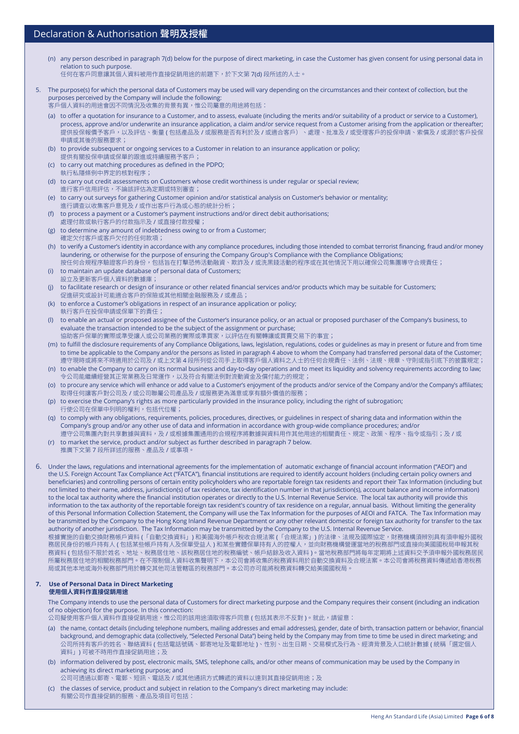## Declaration & Authorisation 聲明及授權

(n) any person described in paragraph 7(d) below for the purpose of direct marketing, in case the Customer has given consent for using personal data in relation to such purpose.
任何在客戶同意讓其個人資料被用作直接促銷用途的前題下，於下文第 7(d) 段所述的人士。

5. The purpose(s) for which the personal data of Customers may be used will vary depending on the circumstances and their context of collection, but the purposes perceived by the Company will include the following:
客戶個人資料的用途會因不同情況及收集的背景有異，惟公司屬意的用途將包括：

(a) to offer a quotation for insurance to a Customer, and to assess, evaluate (including the merits and/or suitability of a product or service to a Customer), process, approve and/or underwrite an insurance application, a claim and/or service request from a Customer arising from the application or thereafter;
提供投保報價予客戶，以及評估、衡量 ( 包括產品及 / 或服務是否有利於及 / 或適合客戶）、處理、批准及 / 或受理客戶的投保申請、索償及 / 或源於客戶投保申請或其後的服務要求；

(b) to provide subsequent or ongoing services to a Customer in relation to an insurance application or policy;
提供有關投保申請或保單的跟進或持續服務予客戶；

(c) to carry out matching procedures as defined in the PDPO;
執行私隱條例中界定的核對程序；

(d) to carry out credit assessments on Customers whose credit worthiness is under regular or special review;
進行客戶信用評估，不論該評估為定期或特別審查；

(e) to carry out surveys for gathering Customer opinion and/or statistical analysis on Customer's behavior or mentality;
進行調查以收集客戶意見及 / 或作出客戶行為或心態的統計分析；

(f) to process a payment or a Customer's payment instructions and/or direct debit authorisations;
處理付款或執行客戶的付款指示及 / 或直接付款授權；

(g) to determine any amount of indebtedness owing to or from a Customer;
確定欠付客戶或客戶欠付的任何款項；

(h) to verify a Customer's identity in accordance with any compliance procedures, including those intended to combat terrorist financing, fraud and/or money laundering, or otherwise for the purpose of ensuring the Company Group's Compliance with the Compliance Obligations;
按任何合規程序驗證客戶的身份，包括旨在打擊恐怖活動融資、欺詐及 / 或洗黑錢活動的程序或在其他情況下用以確保公司集團遵守合規責任；

(i) to maintain an update database of personal data of Customers;
設立及更新客戶個人資料的數據庫；

(j) to facilitate research or design of insurance or other related financial services and/or products which may be suitable for Customers;
促進研究或設計可能適合客戶的保險或其他相關金融服務及 / 或產品；

(k) to enforce a Customer's obligations in respect of an insurance application or policy;
執行客戶在投保申請或保單下的責任；

(l) to enable an actual or proposed assignee of the Customer's insurance policy, or an actual or proposed purchaser of the Company's business, to evaluate the transaction intended to be the subject of the assignment or purchase;
協助客戶保單的實際或準受讓人或公司業務的實際或準買家，以評估在有關轉讓或買賣交易下的事宜；

(m) to fulfill the disclosure requirements of any Compliance Obligations, laws, legislation, regulations, codes or guidelines as may in present or future and from time to time be applicable to the Company and/or the persons as listed in paragraph 4 above to whom the Company had transferred personal data of the Customer;
遵守現時或將來不時適用於公司及 / 或上文第 4 段所列從公司手上取得客戶個人資料之人士的任何合規責任、法例、法規、規章、守則或指引底下的披露規定；

(n) to enable the Company to carry on its normal business and day-to-day operations and to meet its liquidity and solvency requirements according to law;
令公司能繼續經營其正常業務及日常運作，以及符合有關法例對流動資金及償付能力的規定；

(o) to procure any service which will enhance or add value to a Customer's enjoyment of the products and/or service of the Company and/or the Company's affiliates;
取得任何讓客戶對公司及 / 或公司聯屬公司產品及 / 或服務更為滿意或享有額外價值的服務；

(p) to exercise the Company's rights as more particularly provided in the insurance policy, including the right of subrogation;
行使公司在保單中列明的權利，包括代位權；

(q) to comply with any obligations, requirements, policies, procedures, directives, or guidelines in respect of sharing data and information within the Company's group and/or any other use of data and information in accordance with group-wide compliance procedures; and/or
遵守公司集團內對共享數據與資料，及 / 或根據集團通用的合規程序將數據與資料用作其他用途的相關責任、規定、政策、程序、指令或指引；及 / 或

(r) to market the service, product and/or subject as further described in paragraph 7 below.
推廣下文第 7 段所詳述的服務、產品及 / 或事項。

6. Under the laws, regulations and international agreements for the implementation of automatic exchange of financial account information ("AEOI") and the U.S. Foreign Account Tax Compliance Act ("FATCA"), financial institutions are required to identify account holders (including certain policy owners and beneficiaries) and controlling persons of certain entity policyholders who are reportable foreign tax residents and report their Tax Information (including but not limited to their name, address, jurisdiction(s) of tax residence, tax identification number in that jurisdiction(s), account balance and income information) to the local tax authority where the financial institution operates or directly to the U.S. Internal Revenue Service. The local tax authority will provide this information to the tax authority of the reportable foreign tax resident's country of tax residence on a regular, annual basis. Without limiting the generality of this Personal Information Collection Statement, the Company will use the Tax Information for the purposes of AEOI and FATCA. The Tax Information may be transmitted by the Company to the Hong Kong Inland Revenue Department or any other relevant domestic or foreign tax authority for transfer to the tax authority of another jurisdiction. The Tax Information may be transmitted by the Company to the U.S. Internal Revenue Service.
根據實施的自動交換財務帳戶資料 (「自動交換資料」) 和美國海外帳戶稅收合規法案 (「合規法案」) 的法律、法規及國際協定，財務機構須辨別具有須申報外國稅務居民身份的帳戶持有人 ( 包括某些帳戶持有人及保單受益人 ) 和某些實體保單持有人的控權人，並向財務機構營運當地的稅務部門或直接向美國國稅局申報其稅務資料 ( 包括但不限於姓名、地址、稅務居住地、該稅務居住地的稅務編號、帳戶結餘及收入資料 )。當地稅務部門將每年定期將上述資料交予須申報外國稅務居民所屬稅務居住地的相關稅務部門。在不限制個人資料收集聲明下，本公司會將收集的稅務資料用於自動交換資料及合規法案。本公司會將稅務資料傳遞給香港稅務局或其他本地或海外稅務部門用於轉交其他司法管轄區的稅務部門。本公司亦可能將稅務資料轉交給美國國稅局。

### 7. Use of Personal Data in Direct Marketing 使用個人資料作直接促銷用途

The Company intends to use the personal data of Customers for direct marketing purpose and the Company requires their consent (including an indication of no objection) for the purpose. In this connection:
公司擬使用客戶個人資料作直接促銷用途，惟公司的該用途須取得客戶同意 ( 包括其表示不反對 )。就此，請留意：

(a) the name, contact details (including telephone numbers, mailing addresses and email addresses), gender, date of birth, transaction pattern or behavior, financial background, and demographic data (collectively, "Selected Personal Data") being held by the Company may from time to time be used in direct marketing; and
公司所持有客戶的姓名、聯絡資料 ( 包括電話號碼、郵寄地址及電郵地址 )、性別、出生日期、交易模式及行為、經濟背景及人口統計數據 ( 統稱「選定個人資料」) 可被不時用作直接促銷用途；及

(b) information delivered by post, electronic mails, SMS, telephone calls, and/or other means of communication may be used by the Company in achieving its direct marketing purpose; and
公司可透過以郵寄、電郵、短訊、電話及 / 或其他通訊方式轉遞的資料以達到其直接促銷用途；及

(c) the classes of service, product and subject in relation to the Company's direct marketing may include:
有關公司作直接促銷的服務、產品及項目可包括：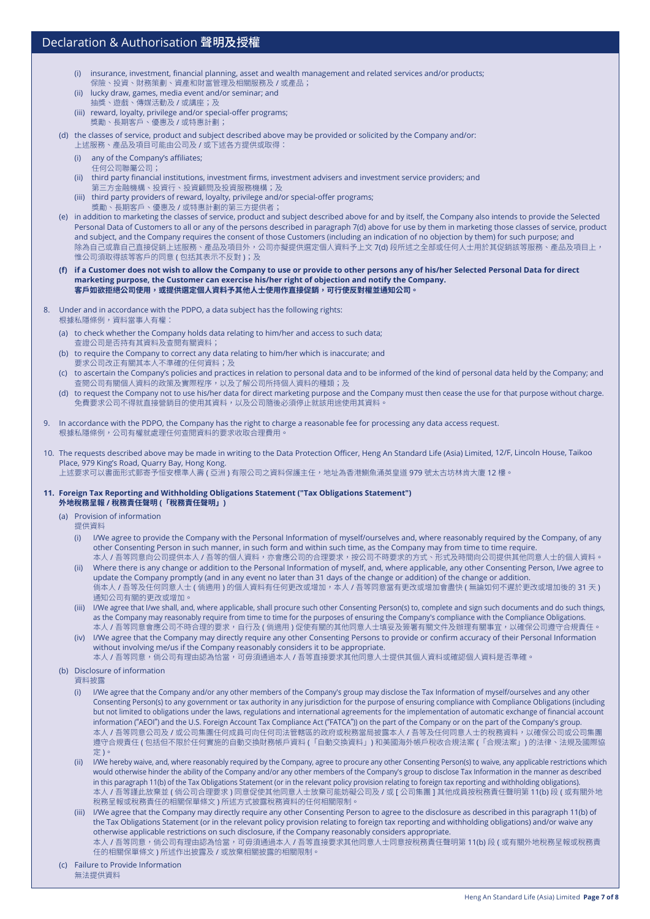# Declaration & Authorisation 聲明及授權

(i) insurance, investment, financial planning, asset and wealth management and related services and/or products;
保險、投資、財務策劃、資產和財富管理及相關服務及 / 或產品；

(ii) lucky draw, games, media event and/or seminar; and
抽獎、遊戲、傳媒活動及 / 或講座；及

(iii) reward, loyalty, privilege and/or special-offer programs;
獎勵、長期客戶、優惠及 / 或特惠計劃；

(d) the classes of service, product and subject described above may be provided or solicited by the Company and/or:
上述服務、產品及項目可能由公司及 / 或下述各方提供或取得：

(i) any of the Company's affiliates;
任何公司聯屬公司；

(ii) third party financial institutions, investment firms, investment advisers and investment service providers; and
第三方金融機構、投資行、投資顧問及投資服務機構；及

(iii) third party providers of reward, loyalty, privilege and/or special-offer programs;
獎勵、長期客戶、優惠及 / 或特惠計劃的第三方提供者；

(e) in addition to marketing the classes of service, product and subject described above for and by itself, the Company also intends to provide the Selected Personal Data of Customers to all or any of the persons described in paragraph 7(d) above for use by them in marketing those classes of service, product and subject, and the Company requires the consent of those Customers (including an indication of no objection by them) for such purpose; and
除為自己或靠自己直接促銷上述服務、產品及項目外，公司亦擬提供選定個人資料予上文 7(d) 段所述之全部或任何人士用於其促銷該等服務、產品及項目上，惟公司須取得該等客戶的同意 ( 包括其表示不反對 )；及

**(f) if a Customer does not wish to allow the Company to use or provide to other persons any of his/her Selected Personal Data for direct marketing purpose, the Customer can exercise his/her right of objection and notify the Company.**
**客戶如欲拒絕公司使用，或提供選定個人資料予其他人士使用作直接促銷，可行使反對權並通知公司。**

8. Under and in accordance with the PDPO, a data subject has the following rights:
根據私隱條例，資料當事人有權：

(a) to check whether the Company holds data relating to him/her and access to such data;
查證公司是否持有其資料及查閱有關資料；

(b) to require the Company to correct any data relating to him/her which is inaccurate; and
要求公司改正有關其本人不準確的任何資料；及

(c) to ascertain the Company's policies and practices in relation to personal data and to be informed of the kind of personal data held by the Company; and
查閱公司有關個人資料的政策及實際程序，以及了解公司所持個人資料的種類；及

(d) to request the Company not to use his/her data for direct marketing purpose and the Company must then cease the use for that purpose without charge.
免費要求公司不得就直接營銷目的使用其資料，以及公司隨後必須停止就該用途使用其資料。

9. In accordance with the PDPO, the Company has the right to charge a reasonable fee for processing any data access request.
根據私隱條例，公司有權就處理任何查閱資料的要求收取合理費用。

10. The requests described above may be made in writing to the Data Protection Officer, Heng An Standard Life (Asia) Limited, 12/F, Lincoln House, Taikoo Place, 979 King's Road, Quarry Bay, Hong Kong.
上述要求可以書面形式郵寄予恒安標準人壽 ( 亞洲 ) 有限公司之資料保護主任，地址為香港鰂魚涌英皇道 979 號太古坊林肯大廈 12 樓。

**11. Foreign Tax Reporting and Withholding Obligations Statement ("Tax Obligations Statement")**
**外地稅務呈報 / 稅務責任聲明 (「稅務責任聲明」)**

(a) Provision of information
提供資料

(i) I/We agree to provide the Company with the Personal Information of myself/ourselves and, where reasonably required by the Company, of any other Consenting Person in such manner, in such form and within such time, as the Company may from time to time require.
本人 / 吾等同意向公司提供本人 / 吾等的個人資料，亦會應公司的合理要求，按公司不時要求的方式、形式及時間向公司提供其他同意人士的個人資料。

(ii) Where there is any change or addition to the Personal Information of myself, and, where applicable, any other Consenting Person, I/we agree to update the Company promptly (and in any event no later than 31 days of the change or addition) of the change or addition.
倘本人 / 吾等及任何同意人士 ( 倘適用 ) 的個人資料有任何更改或增加，本人 / 吾等同意當有更改或增加會盡快 ( 無論如何不遲於更改或增加後的 31 天 ) 通知公司有關的更改或增加。

(iii) I/We agree that I/we shall, and, where applicable, shall procure such other Consenting Person(s) to, complete and sign such documents and do such things, as the Company may reasonably require from time to time for the purposes of ensuring the Company's compliance with the Compliance Obligations.
本人 / 吾等同意會應公司不時合理的要求，自行及 ( 倘適用 ) 促使有關的其他同意人士填妥及簽署有關文件及辦理有關事宜，以確保公司遵守合規責任。

(iv) I/We agree that the Company may directly require any other Consenting Persons to provide or confirm accuracy of their Personal Information without involving me/us if the Company reasonably considers it to be appropriate.
本人 / 吾等同意，倘公司有理由認為恰當，可毋須通過本人 / 吾等直接要求其他同意人士提供其個人資料或確認個人資料是否準確。

(b) Disclosure of information
資料披露

(i) I/We agree that the Company and/or any other members of the Company's group may disclose the Tax Information of myself/ourselves and any other Consenting Person(s) to any government or tax authority in any jurisdiction for the purpose of ensuring compliance with Compliance Obligations (including but not limited to obligations under the laws, regulations and international agreements for the implementation of automatic exchange of financial account information ("AEOI") and the U.S. Foreign Account Tax Compliance Act ("FATCA")) on the part of the Company or on the part of the Company's group.
本人 / 吾等同意公司及 / 或公司集團任何成員可向任何司法管轄區的政府或稅務當局披露本人 / 吾等及任何同意人士的稅務資料，以確保公司或公司集團遵守合規責任 ( 包括但不限於任何實施的自動交換財務帳戶資料 (「自動交換資料」) 和美國海外帳戶稅收合規法案 (「合規法案」) 的法律、法規及國際協定 )。

(ii) I/We hereby waive, and, where reasonably required by the Company, agree to procure any other Consenting Person(s) to waive, any applicable restrictions which would otherwise hinder the ability of the Company and/or any other members of the Company's group to disclose Tax Information in the manner as described in this paragraph 11(b) of the Tax Obligations Statement (or in the relevant policy provision relating to foreign tax reporting and withholding obligations).
本人 / 吾等謹此放棄並 ( 倘公司合理要求 ) 同意促使其他同意人士放棄可能妨礙公司及 / 或 [ 公司集團 ] 其他成員按稅務責任聲明第 11(b) 段 ( 或有關外地稅務呈報或稅務責任的相關保單條文 ) 所述方式披露稅務資料的任何相關限制。

(iii) I/We agree that the Company may directly require any other Consenting Person to agree to the disclosure as described in this paragraph 11(b) of the Tax Obligations Statement (or in the relevant policy provision relating to foreign tax reporting and withholding obligations) and/or waive any otherwise applicable restrictions on such disclosure, if the Company reasonably considers appropriate.
本人 / 吾等同意，倘公司有理由認為恰當，可毋須通過本人 / 吾等直接要求其他同意人士同意按稅務責任聲明第 11(b) 段 ( 或有關外地稅務呈報或稅務責任的相關保單條文 ) 所述作出披露及 / 或放棄相關披露的相關限制。

(c) Failure to Provide Information
無法提供資料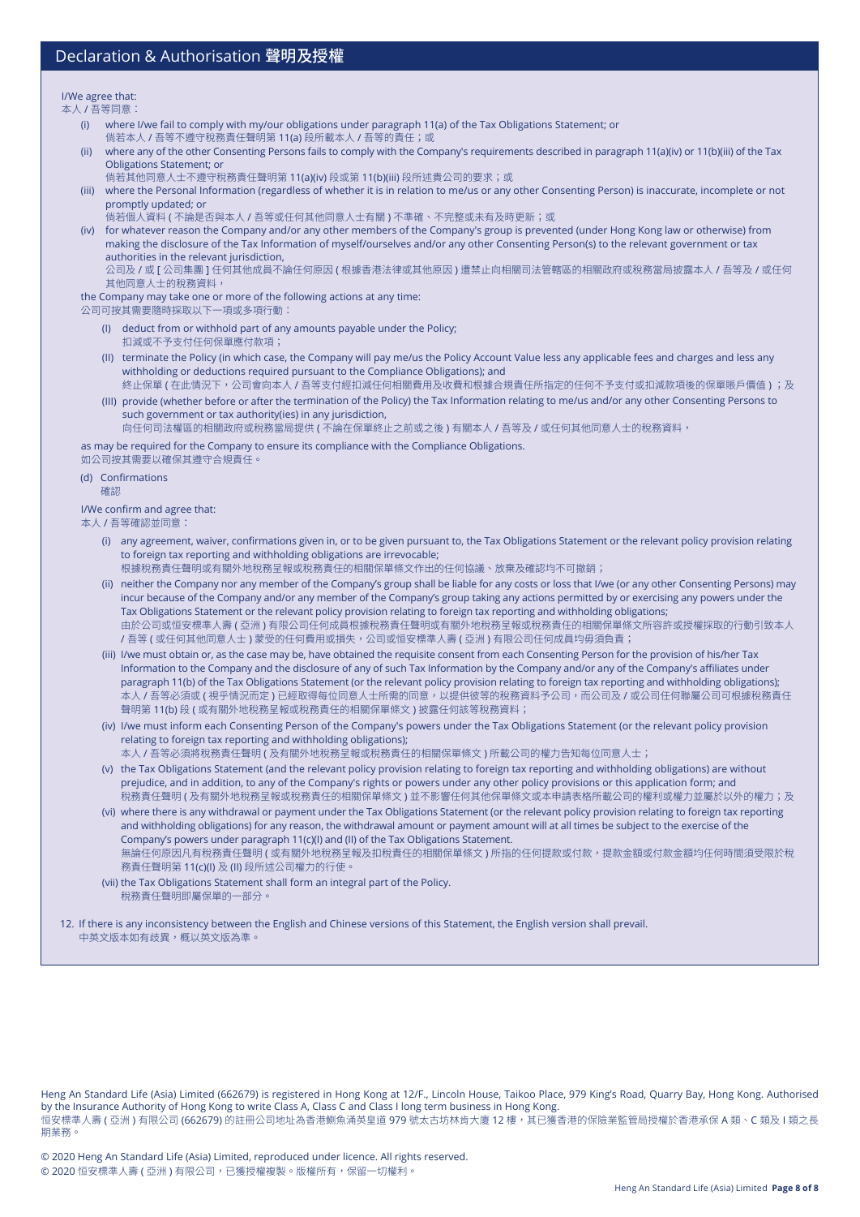## Declaration & Authorisation 聲明及授權

I/We agree that:
本人 / 吾等同意：

(i) where I/we fail to comply with my/our obligations under paragraph 11(a) of the Tax Obligations Statement; or
倘若本人 / 吾等不遵守稅務責任聲明第 11(a) 段所載本人 / 吾等的責任；或

(ii) where any of the other Consenting Persons fails to comply with the Company's requirements described in paragraph 11(a)(iv) or 11(b)(iii) of the Tax Obligations Statement; or
倘若其他同意人士不遵守稅務責任聲明第 11(a)(iv) 段或第 11(b)(iii) 段所述貴公司的要求；或

(iii) where the Personal Information (regardless of whether it is in relation to me/us or any other Consenting Person) is inaccurate, incomplete or not promptly updated; or
倘若個人資料 ( 不論是否與本人 / 吾等或任何其他同意人士有關 ) 不準確、不完整或未有及時更新；或

(iv) for whatever reason the Company and/or any other members of the Company's group is prevented (under Hong Kong law or otherwise) from making the disclosure of the Tax Information of myself/ourselves and/or any other Consenting Person(s) to the relevant government or tax authorities in the relevant jurisdiction,
公司及 / 或 [ 公司集團 ] 任何其他成員不論任何原因 ( 根據香港法律或其他原因 ) 遭禁止向相關司法管轄區的相關政府或稅務當局披露本人 / 吾等及 / 或任何其他同意人士的稅務資料，

the Company may take one or more of the following actions at any time:
公司可按其需要隨時採取以下一項或多項行動：

(I) deduct from or withhold part of any amounts payable under the Policy;
扣減或不予支付任何保單應付款項；

(II) terminate the Policy (in which case, the Company will pay me/us the Policy Account Value less any applicable fees and charges and less any withholding or deductions required pursuant to the Compliance Obligations); and
終止保單 ( 在此情況下，公司會向本人 / 吾等支付經扣減任何相關費用及收費和根據合規責任所指定的任何不予支付或扣減款項後的保單賬戶價值 )；及

(III) provide (whether before or after the termination of the Policy) the Tax Information relating to me/us and/or any other Consenting Persons to such government or tax authority(ies) in any jurisdiction,
向任何司法權區的相關政府或稅務當局提供 ( 不論在保單終止之前或之後 ) 有關本人 / 吾等及 / 或任何其他同意人士的稅務資料，

as may be required for the Company to ensure its compliance with the Compliance Obligations.
如公司按其需要以確保其遵守合規責任。

(d) Confirmations
確認

I/We confirm and agree that:
本人 / 吾等確認並同意：

(i) any agreement, waiver, confirmations given in, or to be given pursuant to, the Tax Obligations Statement or the relevant policy provision relating to foreign tax reporting and withholding obligations are irrevocable;
根據稅務責任聲明或有關外地稅務呈報或稅務責任的相關保單條文作出的任何協議、放棄及確認均不可撤銷；

(ii) neither the Company nor any member of the Company's group shall be liable for any costs or loss that I/we (or any other Consenting Persons) may incur because of the Company and/or any member of the Company's group taking any actions permitted by or exercising any powers under the Tax Obligations Statement or the relevant policy provision relating to foreign tax reporting and withholding obligations;
由於公司或恒安標準人壽 ( 亞洲 ) 有限公司任何成員根據稅務責任聲明或有關外地稅務呈報或稅務責任的相關保單條文所容許或授權採取的行動引致本人 / 吾等 ( 或任何其他同意人士 ) 蒙受的任何費用或損失，公司或恒安標準人壽 ( 亞洲 ) 有限公司任何成員均毋須負責；

(iii) I/we must obtain or, as the case may be, have obtained the requisite consent from each Consenting Person for the provision of his/her Tax Information to the Company and the disclosure of any of such Tax Information by the Company and/or any of the Company's affiliates under paragraph 11(b) of the Tax Obligations Statement (or the relevant policy provision relating to foreign tax reporting and withholding obligations);
本人 / 吾等必須或 ( 視乎情況而定 ) 已經取得每位同意人士所需的同意，以提供彼等的稅務資料予公司，而公司及 / 或公司任何聯屬公司可根據稅務責任聲明第 11(b) 段 ( 或有關外地稅務呈報或稅務責任的相關保單條文 ) 披露任何該等稅務資料；

(iv) I/we must inform each Consenting Person of the Company's powers under the Tax Obligations Statement (or the relevant policy provision relating to foreign tax reporting and withholding obligations);
本人 / 吾等必須將稅務責任聲明 ( 及有關外地稅務呈報或稅務責任的相關保單條文 ) 所載公司的權力告知每位同意人士；

(v) the Tax Obligations Statement (and the relevant policy provision relating to foreign tax reporting and withholding obligations) are without prejudice, and in addition, to any of the Company's rights or powers under any other policy provisions or this application form; and
稅務責任聲明 ( 及有關外地稅務呈報或稅務責任的相關保單條文 ) 並不影響任何其他保單條文或本申請表格所載公司的權利或權力並屬於以外的權力；及

(vi) where there is any withdrawal or payment under the Tax Obligations Statement (or the relevant policy provision relating to foreign tax reporting and withholding obligations) for any reason, the withdrawal amount or payment amount will at all times be subject to the exercise of the Company's powers under paragraph 11(c)(I) and (II) of the Tax Obligations Statement.
無論任何原因凡有稅務責任聲明 ( 或有關外地稅務呈報及扣稅責任的相關保單條文 ) 所指的任何提款或付款，提款金額或付款金額均任何時間須受限於稅務責任聲明第 11(c)(I) 及 (II) 段所述公司權力的行使。

(vii) the Tax Obligations Statement shall form an integral part of the Policy.
稅務責任聲明即屬保單的一部分。

12. If there is any inconsistency between the English and Chinese versions of this Statement, the English version shall prevail.
中英文版本如有歧異，概以英文版為準。

Heng An Standard Life (Asia) Limited (662679) is registered in Hong Kong at 12/F., Lincoln House, Taikoo Place, 979 King's Road, Quarry Bay, Hong Kong. Authorised by the Insurance Authority of Hong Kong to write Class A, Class C and Class I long term business in Hong Kong.
恒安標準人壽 ( 亞洲 ) 有限公司 (662679) 的註冊公司地址為香港鰂魚涌英皇道 979 號太古坊林肯大廈 12 樓，其已獲香港的保險業監管局授權於香港承保 A 類、C 類及 I 類之長期業務。

© 2020 Heng An Standard Life (Asia) Limited, reproduced under licence. All rights reserved.
© 2020 恒安標準人壽 ( 亞洲 ) 有限公司，已獲授權複製。版權所有，保留一切權利。